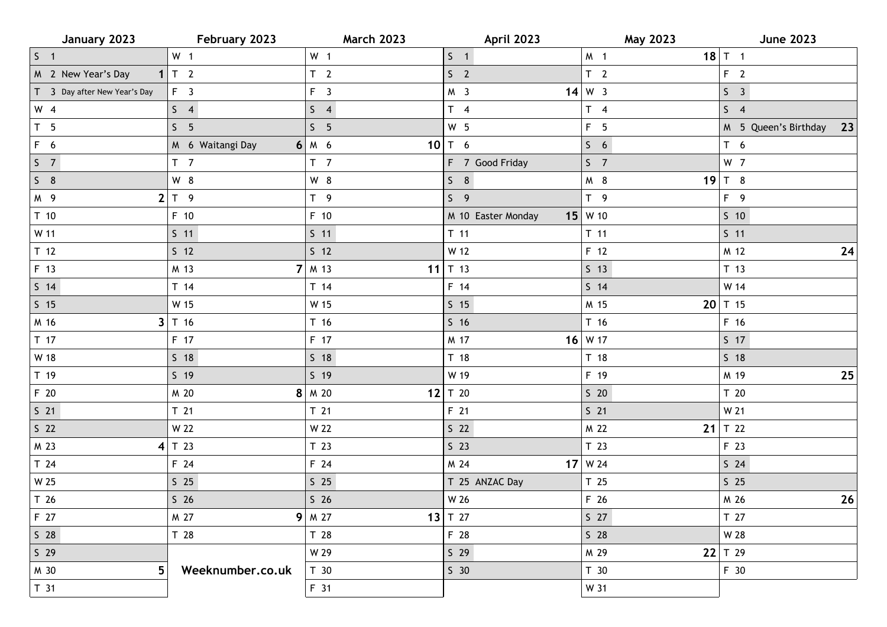| January 2023 | February 2023 | March 2023 | April 2023 | May 2023 | June 2023 |
|---|---|---|---|---|---|
| S 1 | W 1 | W 1 | S 1 | M 1 **18** | T 1 |
| M 2 New Year's Day **1** | T 2 | T 2 | S 2 | T 2 | F 2 |
| T 3 Day after New Year's Day | F 3 | F 3 | M 3 **14** | W 3 | S 3 |
| W 4 | S 4 | S 4 | T 4 | T 4 | S 4 |
| T 5 | S 5 | S 5 | W 5 | F 5 | M 5 Queen's Birthday **23** |
| F 6 | M 6 Waitangi Day **6** | M 6 **10** | T 6 | S 6 | T 6 |
| S 7 | T 7 | T 7 | F 7 Good Friday | S 7 | W 7 |
| S 8 | W 8 | W 8 | S 8 | M 8 **19** | T 8 |
| M 9 **2** | T 9 | T 9 | S 9 | T 9 | F 9 |
| T 10 | F 10 | F 10 | M 10 Easter Monday **15** | W 10 | S 10 |
| W 11 | S 11 | S 11 | T 11 | T 11 | S 11 |
| T 12 | S 12 | S 12 | W 12 | F 12 | M 12 **24** |
| F 13 | M 13 **7** | M 13 **11** | T 13 | S 13 | T 13 |
| S 14 | T 14 | T 14 | F 14 | S 14 | W 14 |
| S 15 | W 15 | W 15 | S 15 | M 15 **20** | T 15 |
| M 16 **3** | T 16 | T 16 | S 16 | T 16 | F 16 |
| T 17 | F 17 | F 17 | M 17 **16** | W 17 | S 17 |
| W 18 | S 18 | S 18 | T 18 | T 18 | S 18 |
| T 19 | S 19 | S 19 | W 19 | F 19 | M 19 **25** |
| F 20 | M 20 **8** | M 20 **12** | T 20 | S 20 | T 20 |
| S 21 | T 21 | T 21 | F 21 | S 21 | W 21 |
| S 22 | W 22 | W 22 | S 22 | M 22 **21** | T 22 |
| M 23 **4** | T 23 | T 23 | S 23 | T 23 | F 23 |
| T 24 | F 24 | F 24 | M 24 **17** | W 24 | S 24 |
| W 25 | S 25 | S 25 | T 25 ANZAC Day | T 25 | S 25 |
| T 26 | S 26 | S 26 | W 26 | F 26 | M 26 **26** |
| F 27 | M 27 **9** | M 27 **13** | T 27 | S 27 | T 27 |
| S 28 | T 28 | T 28 | F 28 | S 28 | W 28 |
| S 29 | | W 29 | S 29 | M 29 **22** | T 29 |
| M 30 **5** | **Weeknumber.co.uk** | T 30 | S 30 | T 30 | F 30 |
| T 31 | | F 31 | | W 31 | |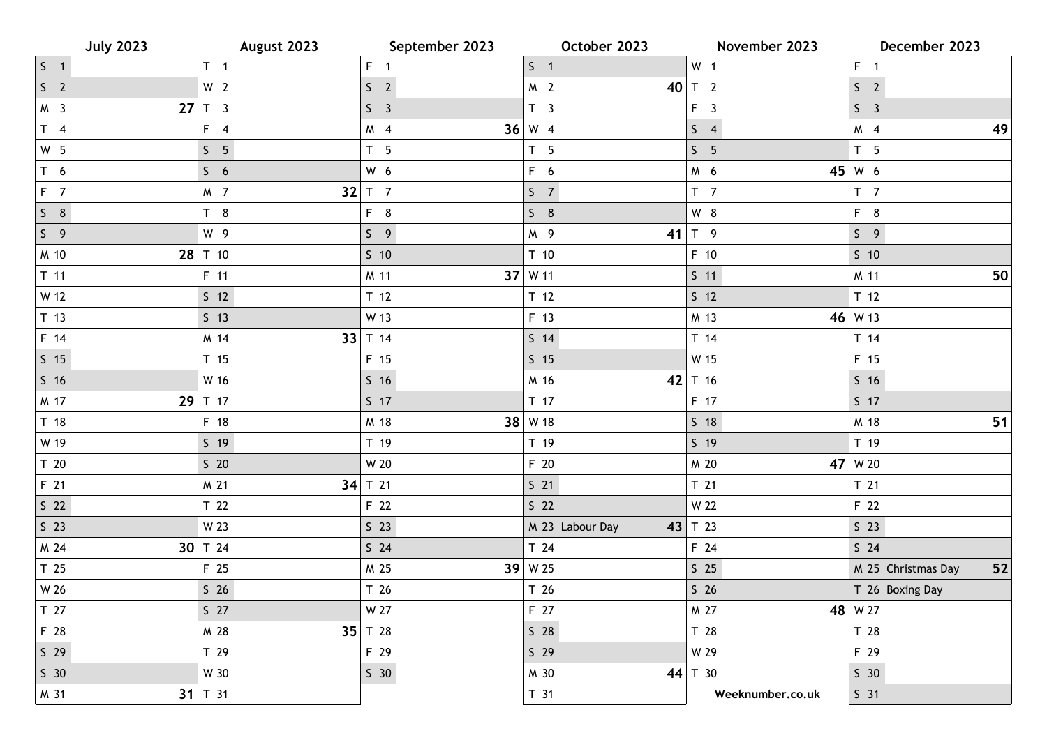| July 2023 | | August 2023 | | September 2023 | | October 2023 | | November 2023 | | December 2023 | |
|---|---|---|---|---|---|---|---|---|---|---|---|
| S 1 | | T 1 | | F 1 | | S 1 | | W 1 | | F 1 | |
| S 2 | | W 2 | | S 2 | | M 2 | 40 | T 2 | | S 2 | |
| M 3 | 27 | T 3 | | S 3 | | T 3 | | F 3 | | S 3 | |
| T 4 | | F 4 | | M 4 | 36 | W 4 | | S 4 | | M 4 | 49 |
| W 5 | | S 5 | | T 5 | | T 5 | | S 5 | | T 5 | |
| T 6 | | S 6 | | W 6 | | F 6 | | M 6 | 45 | W 6 | |
| F 7 | | M 7 | 32 | T 7 | | S 7 | | T 7 | | T 7 | |
| S 8 | | T 8 | | F 8 | | S 8 | | W 8 | | F 8 | |
| S 9 | | W 9 | | S 9 | | M 9 | 41 | T 9 | | S 9 | |
| M 10 | 28 | T 10 | | S 10 | | T 10 | | F 10 | | S 10 | |
| T 11 | | F 11 | | M 11 | 37 | W 11 | | S 11 | | M 11 | 50 |
| W 12 | | S 12 | | T 12 | | T 12 | | S 12 | | T 12 | |
| T 13 | | S 13 | | W 13 | | F 13 | | M 13 | 46 | W 13 | |
| F 14 | | M 14 | 33 | T 14 | | S 14 | | T 14 | | T 14 | |
| S 15 | | T 15 | | F 15 | | S 15 | | W 15 | | F 15 | |
| S 16 | | W 16 | | S 16 | | M 16 | 42 | T 16 | | S 16 | |
| M 17 | 29 | T 17 | | S 17 | | T 17 | | F 17 | | S 17 | |
| T 18 | | F 18 | | M 18 | 38 | W 18 | | S 18 | | M 18 | 51 |
| W 19 | | S 19 | | T 19 | | T 19 | | S 19 | | T 19 | |
| T 20 | | S 20 | | W 20 | | F 20 | | M 20 | 47 | W 20 | |
| F 21 | | M 21 | 34 | T 21 | | S 21 | | T 21 | | T 21 | |
| S 22 | | T 22 | | F 22 | | S 22 | | W 22 | | F 22 | |
| S 23 | | W 23 | | S 23 | | M 23 Labour Day | 43 | T 23 | | S 23 | |
| M 24 | 30 | T 24 | | S 24 | | T 24 | | F 24 | | S 24 | |
| T 25 | | F 25 | | M 25 | 39 | W 25 | | S 25 | | M 25 Christmas Day | 52 |
| W 26 | | S 26 | | T 26 | | T 26 | | S 26 | | T 26 Boxing Day | |
| T 27 | | S 27 | | W 27 | | F 27 | | M 27 | 48 | W 27 | |
| F 28 | | M 28 | 35 | T 28 | | S 28 | | T 28 | | T 28 | |
| S 29 | | T 29 | | F 29 | | S 29 | | W 29 | | F 29 | |
| S 30 | | W 30 | | S 30 | | M 30 | 44 | T 30 | | S 30 | |
| M 31 | 31 | T 31 | | | | T 31 | | | | S 31 | |

Weeknumber.co.uk